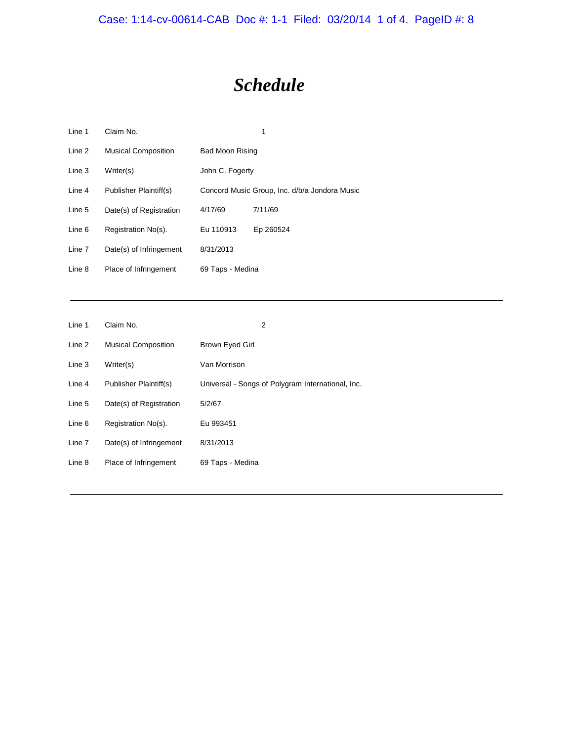# *Schedule*

| | | | |
|---|---|---|---|
| Line 1 | Claim No. | 1 | |
| Line 2 | Musical Composition | Bad Moon Rising | |
| Line 3 | Writer(s) | John C. Fogerty | |
| Line 4 | Publisher Plaintiff(s) | Concord Music Group, Inc. d/b/a Jondora Music | |
| Line 5 | Date(s) of Registration | 4/17/69 | 7/11/69 |
| Line 6 | Registration No(s). | Eu 110913 | Ep 260524 |
| Line 7 | Date(s) of Infringement | 8/31/2013 | |
| Line 8 | Place of Infringement | 69 Taps - Medina | |

---

| | | |
|---|---|---|
| Line 1 | Claim No. | 2 |
| Line 2 | Musical Composition | Brown Eyed Girl |
| Line 3 | Writer(s) | Van Morrison |
| Line 4 | Publisher Plaintiff(s) | Universal - Songs of Polygram International, Inc. |
| Line 5 | Date(s) of Registration | 5/2/67 |
| Line 6 | Registration No(s). | Eu 993451 |
| Line 7 | Date(s) of Infringement | 8/31/2013 |
| Line 8 | Place of Infringement | 69 Taps - Medina |

---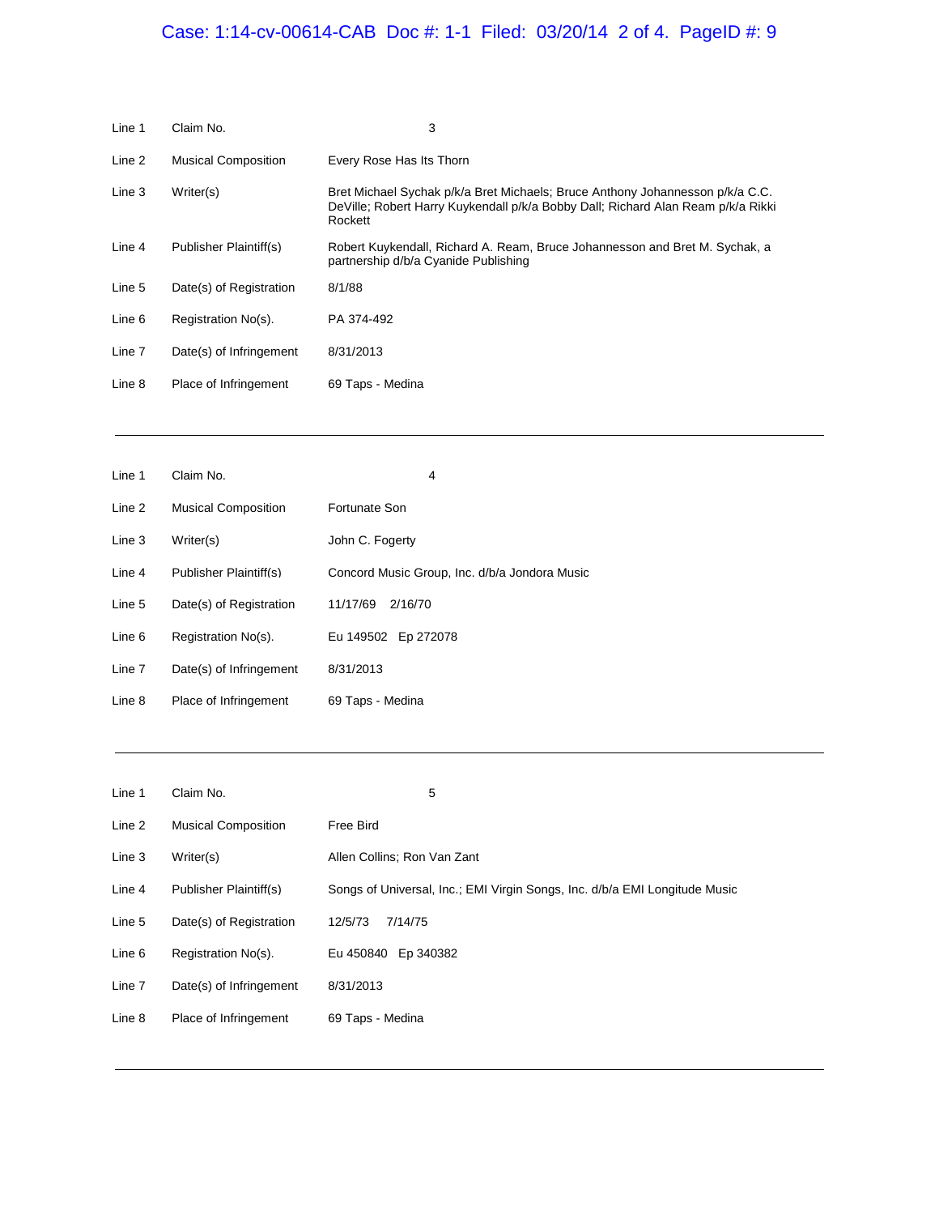| | | |
|---|---|---|
| Line 1 | Claim No. | 3 |
| Line 2 | Musical Composition | Every Rose Has Its Thorn |
| Line 3 | Writer(s) | Bret Michael Sychak p/k/a Bret Michaels; Bruce Anthony Johannesson p/k/a C.C. DeVille; Robert Harry Kuykendall p/k/a Bobby Dall; Richard Alan Ream p/k/a Rikki Rockett |
| Line 4 | Publisher Plaintiff(s) | Robert Kuykendall, Richard A. Ream, Bruce Johannesson and Bret M. Sychak, a partnership d/b/a Cyanide Publishing |
| Line 5 | Date(s) of Registration | 8/1/88 |
| Line 6 | Registration No(s). | PA 374-492 |
| Line 7 | Date(s) of Infringement | 8/31/2013 |
| Line 8 | Place of Infringement | 69 Taps - Medina |

---

| | | |
|---|---|---|
| Line 1 | Claim No. | 4 |
| Line 2 | Musical Composition | Fortunate Son |
| Line 3 | Writer(s) | John C. Fogerty |
| Line 4 | Publisher Plaintiff(s) | Concord Music Group, Inc. d/b/a Jondora Music |
| Line 5 | Date(s) of Registration | 11/17/69 2/16/70 |
| Line 6 | Registration No(s). | Eu 149502 Ep 272078 |
| Line 7 | Date(s) of Infringement | 8/31/2013 |
| Line 8 | Place of Infringement | 69 Taps - Medina |

---

| | | |
|---|---|---|
| Line 1 | Claim No. | 5 |
| Line 2 | Musical Composition | Free Bird |
| Line 3 | Writer(s) | Allen Collins; Ron Van Zant |
| Line 4 | Publisher Plaintiff(s) | Songs of Universal, Inc.; EMI Virgin Songs, Inc. d/b/a EMI Longitude Music |
| Line 5 | Date(s) of Registration | 12/5/73 7/14/75 |
| Line 6 | Registration No(s). | Eu 450840 Ep 340382 |
| Line 7 | Date(s) of Infringement | 8/31/2013 |
| Line 8 | Place of Infringement | 69 Taps - Medina |

---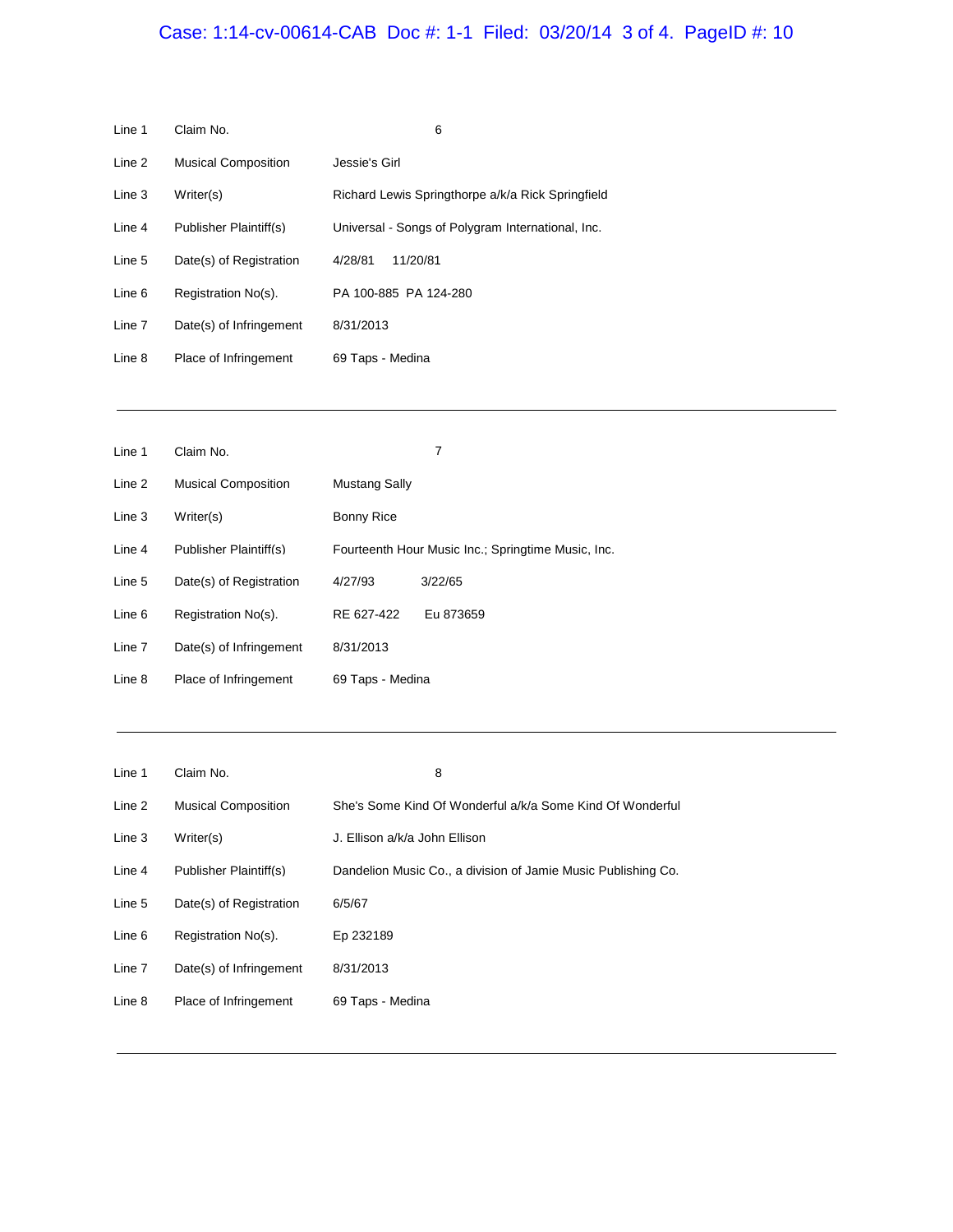| | | |
|---|---|---|
| Line 1 | Claim No. | 6 |
| Line 2 | Musical Composition | Jessie's Girl |
| Line 3 | Writer(s) | Richard Lewis Springthorpe a/k/a Rick Springfield |
| Line 4 | Publisher Plaintiff(s) | Universal - Songs of Polygram International, Inc. |
| Line 5 | Date(s) of Registration | 4/28/81 11/20/81 |
| Line 6 | Registration No(s). | PA 100-885 PA 124-280 |
| Line 7 | Date(s) of Infringement | 8/31/2013 |
| Line 8 | Place of Infringement | 69 Taps - Medina |

---

| | | |
|---|---|---|
| Line 1 | Claim No. | 7 |
| Line 2 | Musical Composition | Mustang Sally |
| Line 3 | Writer(s) | Bonny Rice |
| Line 4 | Publisher Plaintiff(s) | Fourteenth Hour Music Inc.; Springtime Music, Inc. |
| Line 5 | Date(s) of Registration | 4/27/93 3/22/65 |
| Line 6 | Registration No(s). | RE 627-422 Eu 873659 |
| Line 7 | Date(s) of Infringement | 8/31/2013 |
| Line 8 | Place of Infringement | 69 Taps - Medina |

---

| | | |
|---|---|---|
| Line 1 | Claim No. | 8 |
| Line 2 | Musical Composition | She's Some Kind Of Wonderful a/k/a Some Kind Of Wonderful |
| Line 3 | Writer(s) | J. Ellison a/k/a John Ellison |
| Line 4 | Publisher Plaintiff(s) | Dandelion Music Co., a division of Jamie Music Publishing Co. |
| Line 5 | Date(s) of Registration | 6/5/67 |
| Line 6 | Registration No(s). | Ep 232189 |
| Line 7 | Date(s) of Infringement | 8/31/2013 |
| Line 8 | Place of Infringement | 69 Taps - Medina |

---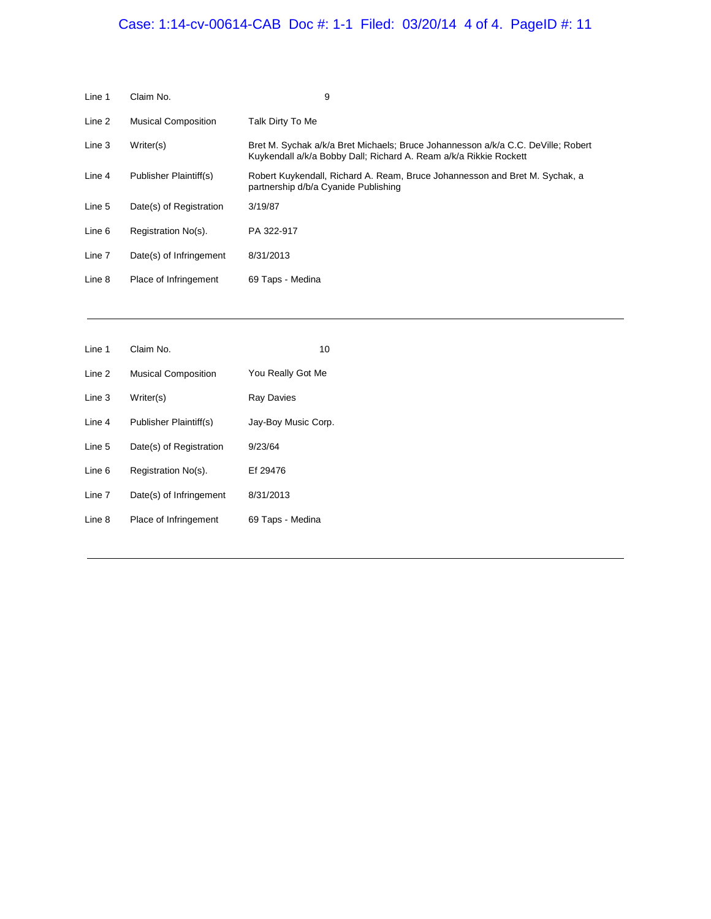| | | |
|---|---|---|
| Line 1 | Claim No. | 9 |
| Line 2 | Musical Composition | Talk Dirty To Me |
| Line 3 | Writer(s) | Bret M. Sychak a/k/a Bret Michaels; Bruce Johannesson a/k/a C.C. DeVille; Robert Kuykendall a/k/a Bobby Dall; Richard A. Ream a/k/a Rikkie Rockett |
| Line 4 | Publisher Plaintiff(s) | Robert Kuykendall, Richard A. Ream, Bruce Johannesson and Bret M. Sychak, a partnership d/b/a Cyanide Publishing |
| Line 5 | Date(s) of Registration | 3/19/87 |
| Line 6 | Registration No(s). | PA 322-917 |
| Line 7 | Date(s) of Infringement | 8/31/2013 |
| Line 8 | Place of Infringement | 69 Taps - Medina |

---

| | | |
|---|---|---|
| Line 1 | Claim No. | 10 |
| Line 2 | Musical Composition | You Really Got Me |
| Line 3 | Writer(s) | Ray Davies |
| Line 4 | Publisher Plaintiff(s) | Jay-Boy Music Corp. |
| Line 5 | Date(s) of Registration | 9/23/64 |
| Line 6 | Registration No(s). | Ef 29476 |
| Line 7 | Date(s) of Infringement | 8/31/2013 |
| Line 8 | Place of Infringement | 69 Taps - Medina |

---